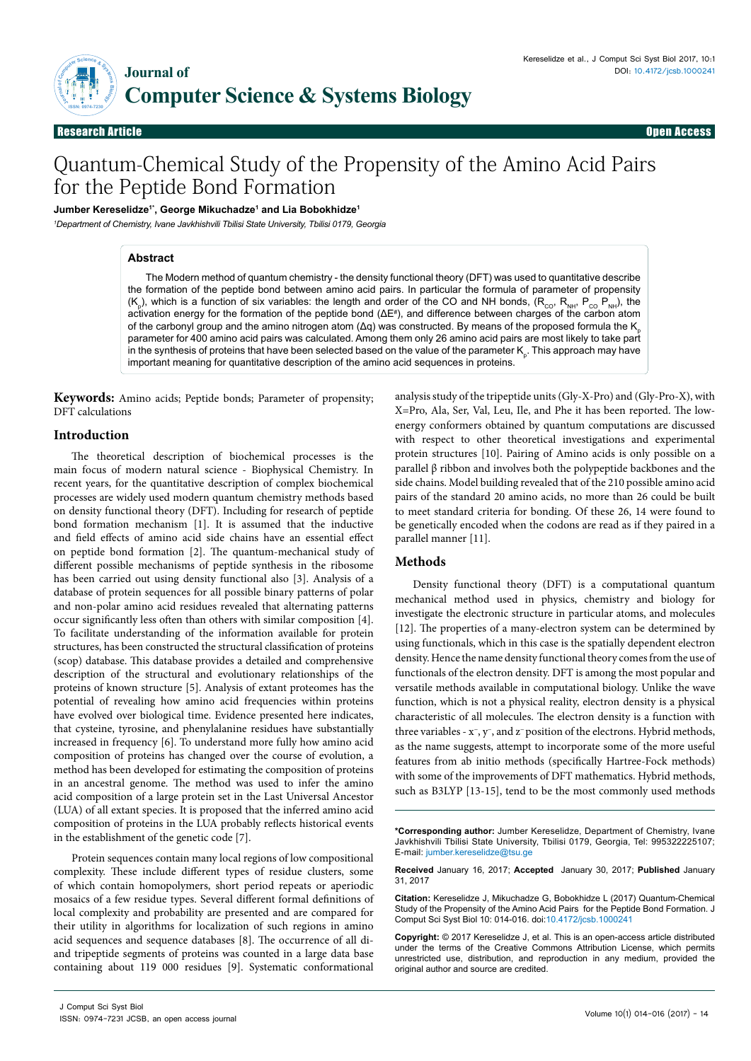Research Article — Open Access

# Quantum-Chemical Study of the Propensity of the Amino Acid Pairs for the Peptide Bond Formation

**Jumber Kereselidze[1*], George Mikuchadze[1] and Lia Bobokhidze[1]**

*[1]Department of Chemistry, Ivane Javkhishvili Tbilisi State University, Tbilisi 0179, Georgia*

## Abstract

The Modern method of quantum chemistry - the density functional theory (DFT) was used to quantitative describe the formation of the peptide bond between amino acid pairs. In particular the formula of parameter of propensity ($K_p$), which is a function of six variables: the length and order of the CO and NH bonds, ($R_{CO}$, $R_{NH}$, $P_{CO}$ $P_{NH}$), the activation energy for the formation of the peptide bond ($\Delta E^{\neq}$), and difference between charges of the carbon atom of the carbonyl group and the amino nitrogen atom ($\Delta q$) was constructed. By means of the proposed formula the $K_p$ parameter for 400 amino acid pairs was calculated. Among them only 26 amino acid pairs are most likely to take part in the synthesis of proteins that have been selected based on the value of the parameter $K_p$. This approach may have important meaning for quantitative description of the amino acid sequences in proteins.

**Keywords:** Amino acids; Peptide bonds; Parameter of propensity; DFT calculations

## Introduction

The theoretical description of biochemical processes is the main focus of modern natural science - Biophysical Chemistry. In recent years, for the quantitative description of complex biochemical processes are widely used modern quantum chemistry methods based on density functional theory (DFT). Including for research of peptide bond formation mechanism [1]. It is assumed that the inductive and field effects of amino acid side chains have an essential effect on peptide bond formation [2]. The quantum-mechanical study of different possible mechanisms of peptide synthesis in the ribosome has been carried out using density functional also [3]. Analysis of a database of protein sequences for all possible binary patterns of polar and non-polar amino acid residues revealed that alternating patterns occur significantly less often than others with similar composition [4]. To facilitate understanding of the information available for protein structures, has been constructed the structural classification of proteins (scop) database. This database provides a detailed and comprehensive description of the structural and evolutionary relationships of the proteins of known structure [5]. Analysis of extant proteomes has the potential of revealing how amino acid frequencies within proteins have evolved over biological time. Evidence presented here indicates, that cysteine, tyrosine, and phenylalanine residues have substantially increased in frequency [6]. To understand more fully how amino acid composition of proteins has changed over the course of evolution, a method has been developed for estimating the composition of proteins in an ancestral genome. The method was used to infer the amino acid composition of a large protein set in the Last Universal Ancestor (LUA) of all extant species. It is proposed that the inferred amino acid composition of proteins in the LUA probably reflects historical events in the establishment of the genetic code [7].

Protein sequences contain many local regions of low compositional complexity. These include different types of residue clusters, some of which contain homopolymers, short period repeats or aperiodic mosaics of a few residue types. Several different formal definitions of local complexity and probability are presented and are compared for their utility in algorithms for localization of such regions in amino acid sequences and sequence databases [8]. The occurrence of all di- and tripeptide segments of proteins was counted in a large data base containing about 119 000 residues [9]. Systematic conformational analysis study of the tripeptide units (Gly-X-Pro) and (Gly-Pro-X), with X=Pro, Ala, Ser, Val, Leu, Ile, and Phe it has been reported. The low-energy conformers obtained by quantum computations are discussed with respect to other theoretical investigations and experimental protein structures [10]. Pairing of Amino acids is only possible on a parallel β ribbon and involves both the polypeptide backbones and the side chains. Model building revealed that of the 210 possible amino acid pairs of the standard 20 amino acids, no more than 26 could be built to meet standard criteria for bonding. Of these 26, 14 were found to be genetically encoded when the codons are read as if they paired in a parallel manner [11].

## Methods

Density functional theory (DFT) is a computational quantum mechanical method used in physics, chemistry and biology for investigate the electronic structure in particular atoms, and molecules [12]. The properties of a many-electron system can be determined by using functionals, which in this case is the spatially dependent electron density. Hence the name density functional theory comes from the use of functionals of the electron density. DFT is among the most popular and versatile methods available in computational biology. Unlike the wave function, which is not a physical reality, electron density is a physical characteristic of all molecules. The electron density is a function with three variables - $x^-$, $y^-$, and $z^-$ position of the electrons. Hybrid methods, as the name suggests, attempt to incorporate some of the more useful features from ab initio methods (specifically Hartree-Fock methods) with some of the improvements of DFT mathematics. Hybrid methods, such as B3LYP [13-15], tend to be the most commonly used methods

---

**\*Corresponding author:** Jumber Kereselidze, Department of Chemistry, Ivane Javkhishvili Tbilisi State University, Tbilisi 0179, Georgia, Tel: 995322225107; E-mail: jumber.kereselidze@tsu.ge

**Received** January 16, 2017; **Accepted** January 30, 2017; **Published** January 31, 2017

**Citation:** Kereselidze J, Mikuchadze G, Bobokhidze L (2017) Quantum-Chemical Study of the Propensity of the Amino Acid Pairs for the Peptide Bond Formation. J Comput Sci Syst Biol 10: 014-016. doi:10.4172/jcsb.1000241

**Copyright:** © 2017 Kereselidze J, et al. This is an open-access article distributed under the terms of the Creative Commons Attribution License, which permits unrestricted use, distribution, and reproduction in any medium, provided the original author and source are credited.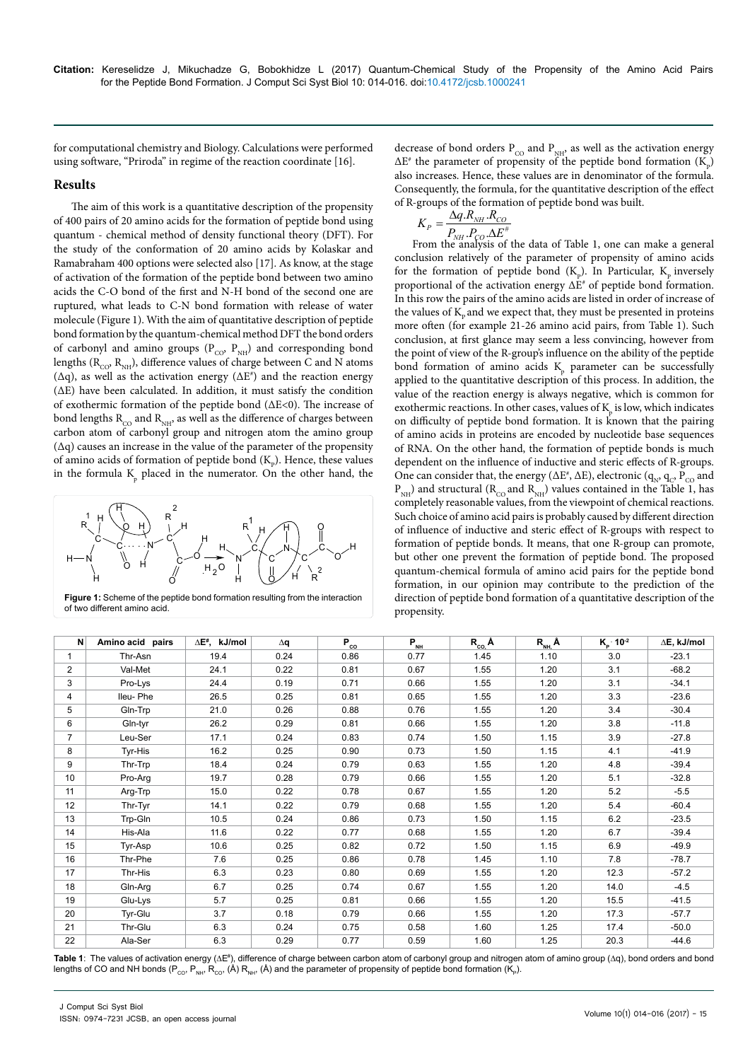for computational chemistry and Biology. Calculations were performed using software, "Priroda" in regime of the reaction coordinate [16].

## Results

The aim of this work is a quantitative description of the propensity of 400 pairs of 20 amino acids for the formation of peptide bond using quantum - chemical method of density functional theory (DFT). For the study of the conformation of 20 amino acids by Kolaskar and Ramabraham 400 options were selected also [17]. As know, at the stage of activation of the formation of the peptide bond between two amino acids the C-O bond of the first and N-H bond of the second one are ruptured, what leads to C-N bond formation with release of water molecule (Figure 1). With the aim of quantitative description of peptide bond formation by the quantum-chemical method DFT the bond orders of carbonyl and amino groups ($P_{CO}$, $P_{NH}$) and corresponding bond lengths ($R_{CO}$, $R_{NH}$), difference values of charge between C and N atoms ($\Delta q$), as well as the activation energy ($\Delta E^{\#}$) and the reaction energy ($\Delta E$) have been calculated. In addition, it must satisfy the condition of exothermic formation of the peptide bond ($\Delta E<0$). The increase of bond lengths $R_{CO}$ and $R_{NH}$, as well as the difference of charges between carbon atom of carbonyl group and nitrogen atom the amino group ($\Delta q$) causes an increase in the value of the parameter of the propensity of amino acids of formation of peptide bond ($K_p$). Hence, these values in the formula $K_p$ placed in the numerator. On the other hand, the decrease of bond orders $P_{CO}$ and $P_{NH}$, as well as the activation energy $\Delta E^{\#}$ the parameter of propensity of the peptide bond formation ($K_p$) also increases. Hence, these values are in denominator of the formula. Consequently, the formula, for the quantitative description of the effect of R-groups of the formation of peptide bond was built.

Figure 1: Scheme of the peptide bond formation resulting from the interaction of two different amino acid.

$$K_P = \frac{\Delta q . R_{NH} . R_{CO}}{P_{NH} . P_{CO} . \Delta E^{\#}}$$

From the analysis of the data of Table 1, one can make a general conclusion relatively of the parameter of propensity of amino acids for the formation of peptide bond ($K_p$). In Particular, $K_p$ inversely proportional of the activation energy $\Delta E^{\#}$ of peptide bond formation. In this row the pairs of the amino acids are listed in order of increase of the values of $K_p$ and we expect that, they must be presented in proteins more often (for example 21-26 amino acid pairs, from Table 1). Such conclusion, at first glance may seem a less convincing, however from the point of view of the R-group's influence on the ability of the peptide bond formation of amino acids $K_p$ parameter can be successfully applied to the quantitative description of this process. In addition, the value of the reaction energy is always negative, which is common for exothermic reactions. In other cases, values of $K_p$ is low, which indicates on difficulty of peptide bond formation. It is known that the pairing of amino acids in proteins are encoded by nucleotide base sequences of RNA. On the other hand, the formation of peptide bonds is much dependent on the influence of inductive and steric effects of R-groups. One can consider that, the energy ($\Delta E^{\#}$, $\Delta E$), electronic ($q_N$, $q_C$, $P_{CO}$ and $P_{NH}$) and structural ($R_{CO}$ and $R_{NH}$) values contained in the Table 1, has completely reasonable values, from the viewpoint of chemical reactions. Such choice of amino acid pairs is probably caused by different direction of influence of inductive and steric effect of R-groups with respect to formation of peptide bonds. It means, that one R-group can promote, but other one prevent the formation of peptide bonds. The proposed quantum-chemical formula of amino acid pairs for the peptide bond formation, in our opinion may contribute to the prediction of the direction of peptide bond formation of a quantitative description of the propensity.

| N | Amino acid pairs | $\Delta E^{\#}$, kJ/mol | $\Delta q$ | $P_{CO}$ | $P_{NH}$ | $R_{CO}$, Å | $R_{NH}$, Å | $K_p \cdot 10^{-2}$ | $\Delta E$, kJ/mol |
|---|---|---|---|---|---|---|---|---|---|
| 1 | Thr-Asn | 19.4 | 0.24 | 0.86 | 0.77 | 1.45 | 1.10 | 3.0 | -23.1 |
| 2 | Val-Met | 24.1 | 0.22 | 0.81 | 0.67 | 1.55 | 1.20 | 3.1 | -68.2 |
| 3 | Pro-Lys | 24.4 | 0.19 | 0.71 | 0.66 | 1.55 | 1.20 | 3.1 | -34.1 |
| 4 | Ileu- Phe | 26.5 | 0.25 | 0.81 | 0.65 | 1.55 | 1.20 | 3.3 | -23.6 |
| 5 | Gln-Trp | 21.0 | 0.26 | 0.88 | 0.76 | 1.55 | 1.20 | 3.4 | -30.4 |
| 6 | Gln-tyr | 26.2 | 0.29 | 0.81 | 0.66 | 1.55 | 1.20 | 3.8 | -11.8 |
| 7 | Leu-Ser | 17.1 | 0.24 | 0.83 | 0.74 | 1.50 | 1.15 | 3.9 | -27.8 |
| 8 | Tyr-His | 16.2 | 0.25 | 0.90 | 0.73 | 1.50 | 1.15 | 4.1 | -41.9 |
| 9 | Thr-Trp | 18.4 | 0.24 | 0.79 | 0.63 | 1.55 | 1.20 | 4.8 | -39.4 |
| 10 | Pro-Arg | 19.7 | 0.28 | 0.79 | 0.66 | 1.55 | 1.20 | 5.1 | -32.8 |
| 11 | Arg-Trp | 15.0 | 0.22 | 0.78 | 0.67 | 1.55 | 1.20 | 5.2 | -5.5 |
| 12 | Thr-Tyr | 14.1 | 0.22 | 0.79 | 0.68 | 1.55 | 1.20 | 5.4 | -60.4 |
| 13 | Trp-Gln | 10.5 | 0.24 | 0.86 | 0.73 | 1.50 | 1.15 | 6.2 | -23.5 |
| 14 | His-Ala | 11.6 | 0.22 | 0.77 | 0.68 | 1.55 | 1.20 | 6.7 | -39.4 |
| 15 | Tyr-Asp | 10.6 | 0.25 | 0.82 | 0.72 | 1.50 | 1.15 | 6.9 | -49.9 |
| 16 | Thr-Phe | 7.6 | 0.25 | 0.86 | 0.78 | 1.45 | 1.10 | 7.8 | -78.7 |
| 17 | Thr-His | 6.3 | 0.23 | 0.80 | 0.69 | 1.55 | 1.20 | 12.3 | -57.2 |
| 18 | Gln-Arg | 6.7 | 0.25 | 0.74 | 0.67 | 1.55 | 1.20 | 14.0 | -4.5 |
| 19 | Glu-Lys | 5.7 | 0.25 | 0.81 | 0.66 | 1.55 | 1.20 | 15.5 | -41.5 |
| 20 | Tyr-Glu | 3.7 | 0.18 | 0.79 | 0.66 | 1.55 | 1.20 | 17.3 | -57.7 |
| 21 | Thr-Glu | 6.3 | 0.24 | 0.75 | 0.58 | 1.60 | 1.25 | 17.4 | -50.0 |
| 22 | Ala-Ser | 6.3 | 0.29 | 0.77 | 0.59 | 1.60 | 1.25 | 20.3 | -44.6 |

**Table 1**: The values of activation energy ($\Delta E^{\#}$), difference of charge between carbon atom of carbonyl group and nitrogen atom of amino group ($\Delta q$), bond orders and bond lengths of CO and NH bonds ($P_{CO}$, $P_{NH}$, $R_{CO}$, (Å) $R_{NH}$, (Å) and the parameter of propensity of peptide bond formation ($K_p$).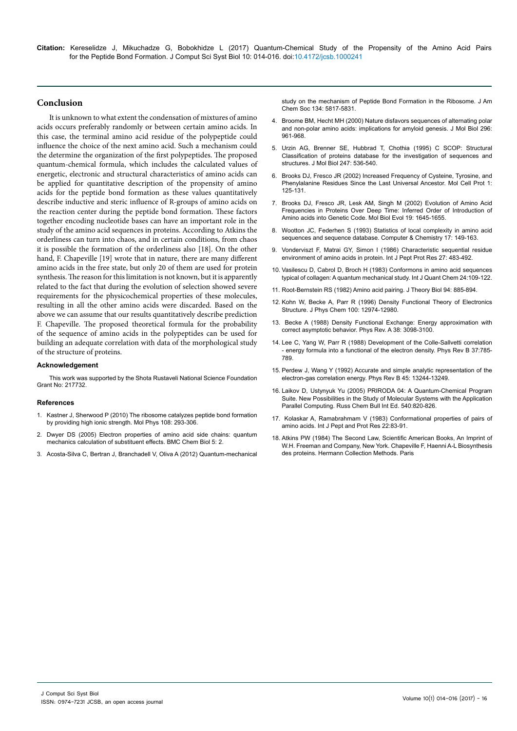## Conclusion

It is unknown to what extent the condensation of mixtures of amino acids occurs preferably randomly or between certain amino acids. In this case, the terminal amino acid residue of the polypeptide could influence the choice of the next amino acid. Such a mechanism could the determine the organization of the first polypeptides. The proposed quantum-chemical formula, which includes the calculated values of energetic, electronic and structural characteristics of amino acids can be applied for quantitative description of the propensity of amino acids for the peptide bond formation as these values quantitatively describe inductive and steric influence of R-groups of amino acids on the reaction center during the peptide bond formation. These factors together encoding nucleotide bases can have an important role in the study of the amino acid sequences in proteins. According to Atkins the orderliness can turn into chaos, and in certain conditions, from chaos it is possible the formation of the orderliness also [18]. On the other hand, F. Chapeville [19] wrote that in nature, there are many different amino acids in the free state, but only 20 of them are used for protein synthesis. The reason for this limitation is not known, but it is apparently related to the fact that during the evolution of selection showed severe requirements for the physicochemical properties of these molecules, resulting in all the other amino acids were discarded. Based on the above we can assume that our results quantitatively describe prediction F. Chapeville. The proposed theoretical formula for the probability of the sequence of amino acids in the polypeptides can be used for building an adequate correlation with data of the morphological study of the structure of proteins.

### Acknowledgement

This work was supported by the Shota Rustaveli National Science Foundation Grant No: 217732.

### References

1. Kastner J, Sherwood P (2010) The ribosome catalyzes peptide bond formation by providing high ionic strength. Mol Phys 108: 293-306.
2. Dwyer DS (2005) Electron properties of amino acid side chains: quantum mechanics calculation of substituent effects. BMC Chem Biol 5: 2.
3. Acosta-Silva C, Bertran J, Branchadell V, Oliva A (2012) Quantum-mechanical study on the mechanism of Peptide Bond Formation in the Ribosome. J Am Chem Soc 134: 5817-5831.
4. Broome BM, Hecht MH (2000) Nature disfavors sequences of alternating polar and non-polar amino acids: implications for amyloid genesis. J Mol Biol 296: 961-968.
5. Urzin AG, Brenner SE, Hubbrad T, Chothia (1995) C SCOP: Structural Classification of proteins database for the investigation of sequences and structures. J Mol Biol 247: 536-540.
6. Brooks DJ, Fresco JR (2002) Increased Frequency of Cysteine, Tyrosine, and Phenylalanine Residues Since the Last Universal Ancestor. Mol Cell Prot 1: 125-131.
7. Brooks DJ, Fresco JR, Lesk AM, Singh M (2002) Evolution of Amino Acid Frequencies in Proteins Over Deep Time: Inferred Order of Introduction of Amino acids into Genetic Code. Mol Biol Evol 19: 1645-1655.
8. Wootton JC, Federhen S (1993) Statistics of local complexity in amino acid sequences and sequence database. Computer & Chemistry 17: 149-163.
9. Vonderviszt F, Matrai GY, Simon I (1986) Characteristic sequential residue environment of amino acids in protein. Int J Pept Prot Res 27: 483-492.
10. Vasilescu D, Cabrol D, Broch H (1983) Conformons in amino acid sequences typical of collagen: A quantum mechanical study. Int J Quant Chem 24:109-122.
11. Root-Bernstein RS (1982) Amino acid pairing. J Theory Biol 94: 885-894.
12. Kohn W, Becke A, Parr R (1996) Density Functional Theory of Electronics Structure. J Phys Chem 100: 12974-12980.
13. Becke A (1988) Density Functional Exchange: Energy approximation with correct asymptotic behavior. Phys Rev. A 38: 3098-3100.
14. Lee C, Yang W, Parr R (1988) Development of the Colle-Sallvetti correlation - energy formula into a functional of the electron density. Phys Rev B 37:785-789.
15. Perdew J, Wang Y (1992) Accurate and simple analytic representation of the electron-gas correlation energy. Phys Rev B 45: 13244-13249.
16. Laikov D, Ustynyuk Yu (2005) PRIRODA 04: A Quantum-Chemical Program Suite. New Possibilities in the Study of Molecular Systems with the Application Parallel Computing. Russ Chem Bull Int Ed. 540:820-826.
17. Kolaskar A, Ramabrahmam V (1983) Conformational properties of pairs of amino acids. Int J Pept and Prot Res 22:83-91.
18. Atkins PW (1984) The Second Law, Scientific American Books, An Imprint of W.H. Freeman and Company, New York. Chapeville F, Haenni A-L Biosynthesis des proteins. Hermann Collection Methods. Paris